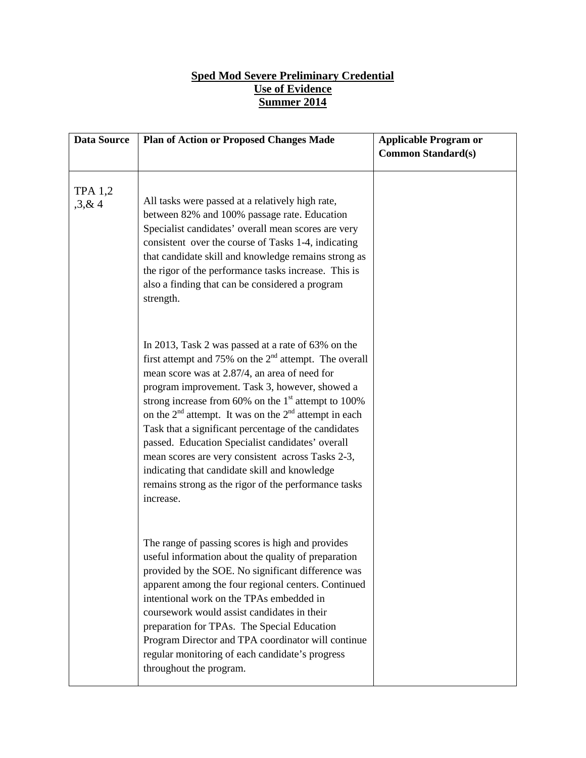**Sped Mod Severe Preliminary Credential**
**Use of Evidence**
**Summer 2014**

| Data Source | Plan of Action or Proposed Changes Made | Applicable Program or Common Standard(s) |
|---|---|---|
| TPA 1,2 ,3,& 4 | All tasks were passed at a relatively high rate, between 82% and 100% passage rate. Education Specialist candidates' overall mean scores are very consistent over the course of Tasks 1-4, indicating that candidate skill and knowledge remains strong as the rigor of the performance tasks increase. This is also a finding that can be considered a program strength.<br><br>In 2013, Task 2 was passed at a rate of 63% on the first attempt and 75% on the 2nd attempt. The overall mean score was at 2.87/4, an area of need for program improvement. Task 3, however, showed a strong increase from 60% on the 1st attempt to 100% on the 2nd attempt. It was on the 2nd attempt in each Task that a significant percentage of the candidates passed. Education Specialist candidates' overall mean scores are very consistent across Tasks 2-3, indicating that candidate skill and knowledge remains strong as the rigor of the performance tasks increase.<br><br>The range of passing scores is high and provides useful information about the quality of preparation provided by the SOE. No significant difference was apparent among the four regional centers. Continued intentional work on the TPAs embedded in coursework would assist candidates in their preparation for TPAs. The Special Education Program Director and TPA coordinator will continue regular monitoring of each candidate's progress throughout the program. | |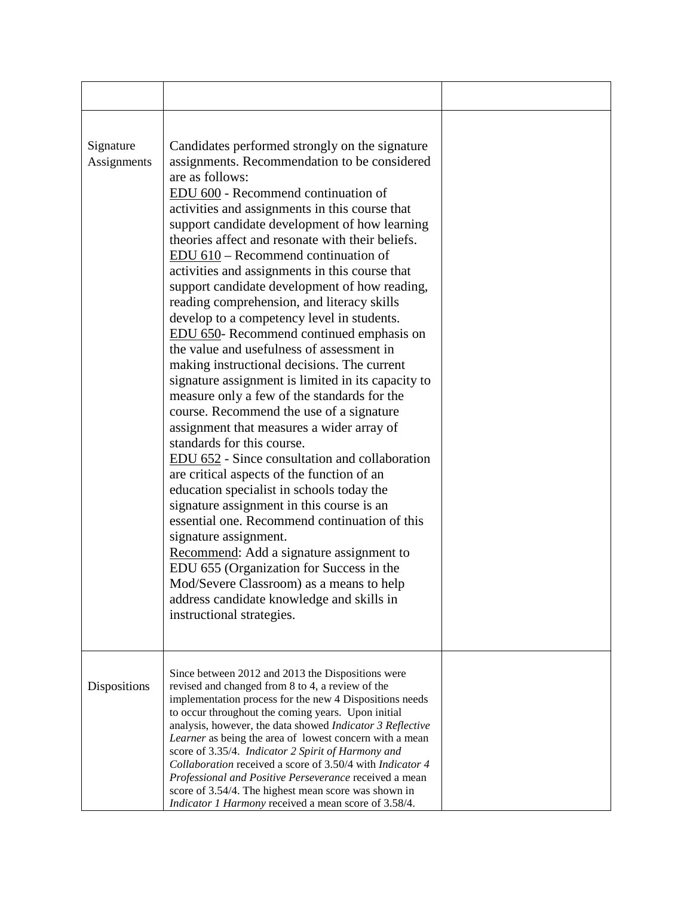| | | |
|---|---|---|
| Signature Assignments | Candidates performed strongly on the signature assignments. Recommendation to be considered are as follows:<br>EDU 600 - Recommend continuation of activities and assignments in this course that support candidate development of how learning theories affect and resonate with their beliefs.<br>EDU 610 – Recommend continuation of activities and assignments in this course that support candidate development of how reading, reading comprehension, and literacy skills develop to a competency level in students.<br>EDU 650- Recommend continued emphasis on the value and usefulness of assessment in making instructional decisions. The current signature assignment is limited in its capacity to measure only a few of the standards for the course. Recommend the use of a signature assignment that measures a wider array of standards for this course.<br>EDU 652 - Since consultation and collaboration are critical aspects of the function of an education specialist in schools today the signature assignment in this course is an essential one. Recommend continuation of this signature assignment.<br>Recommend: Add a signature assignment to EDU 655 (Organization for Success in the Mod/Severe Classroom) as a means to help address candidate knowledge and skills in instructional strategies. | |
| Dispositions | Since between 2012 and 2013 the Dispositions were revised and changed from 8 to 4, a review of the implementation process for the new 4 Dispositions needs to occur throughout the coming years. Upon initial analysis, however, the data showed *Indicator 3 Reflective Learner* as being the area of lowest concern with a mean score of 3.35/4. *Indicator 2 Spirit of Harmony and Collaboration* received a score of 3.50/4 with *Indicator 4 Professional and Positive Perseverance* received a mean score of 3.54/4. The highest mean score was shown in *Indicator 1 Harmony* received a mean score of 3.58/4. | |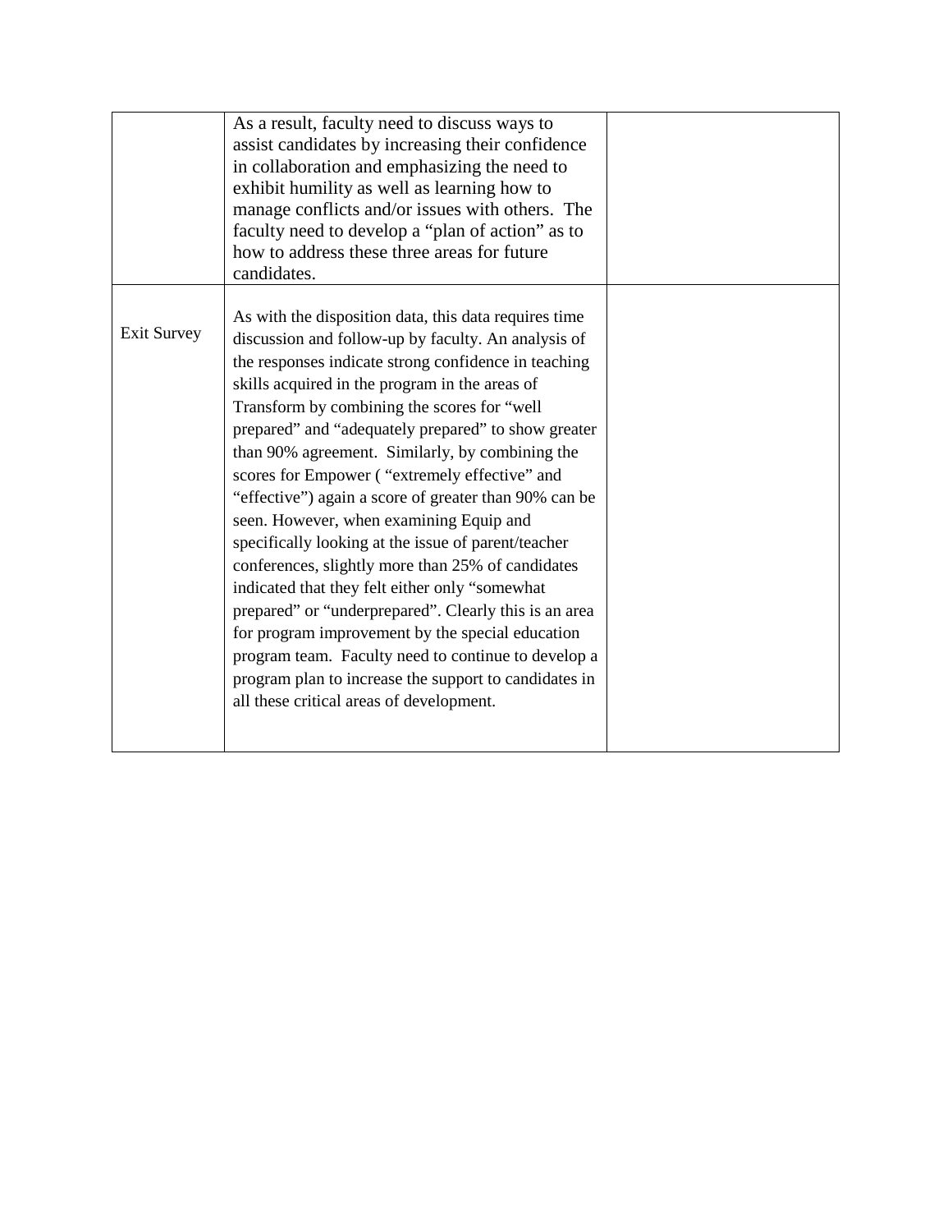| | | |
|---|---|---|
| | As a result, faculty need to discuss ways to assist candidates by increasing their confidence in collaboration and emphasizing the need to exhibit humility as well as learning how to manage conflicts and/or issues with others. The faculty need to develop a "plan of action" as to how to address these three areas for future candidates. | |
| Exit Survey | As with the disposition data, this data requires time discussion and follow-up by faculty. An analysis of the responses indicate strong confidence in teaching skills acquired in the program in the areas of Transform by combining the scores for "well prepared" and "adequately prepared" to show greater than 90% agreement. Similarly, by combining the scores for Empower ( "extremely effective" and "effective") again a score of greater than 90% can be seen. However, when examining Equip and specifically looking at the issue of parent/teacher conferences, slightly more than 25% of candidates indicated that they felt either only "somewhat prepared" or "underprepared". Clearly this is an area for program improvement by the special education program team. Faculty need to continue to develop a program plan to increase the support to candidates in all these critical areas of development. | |